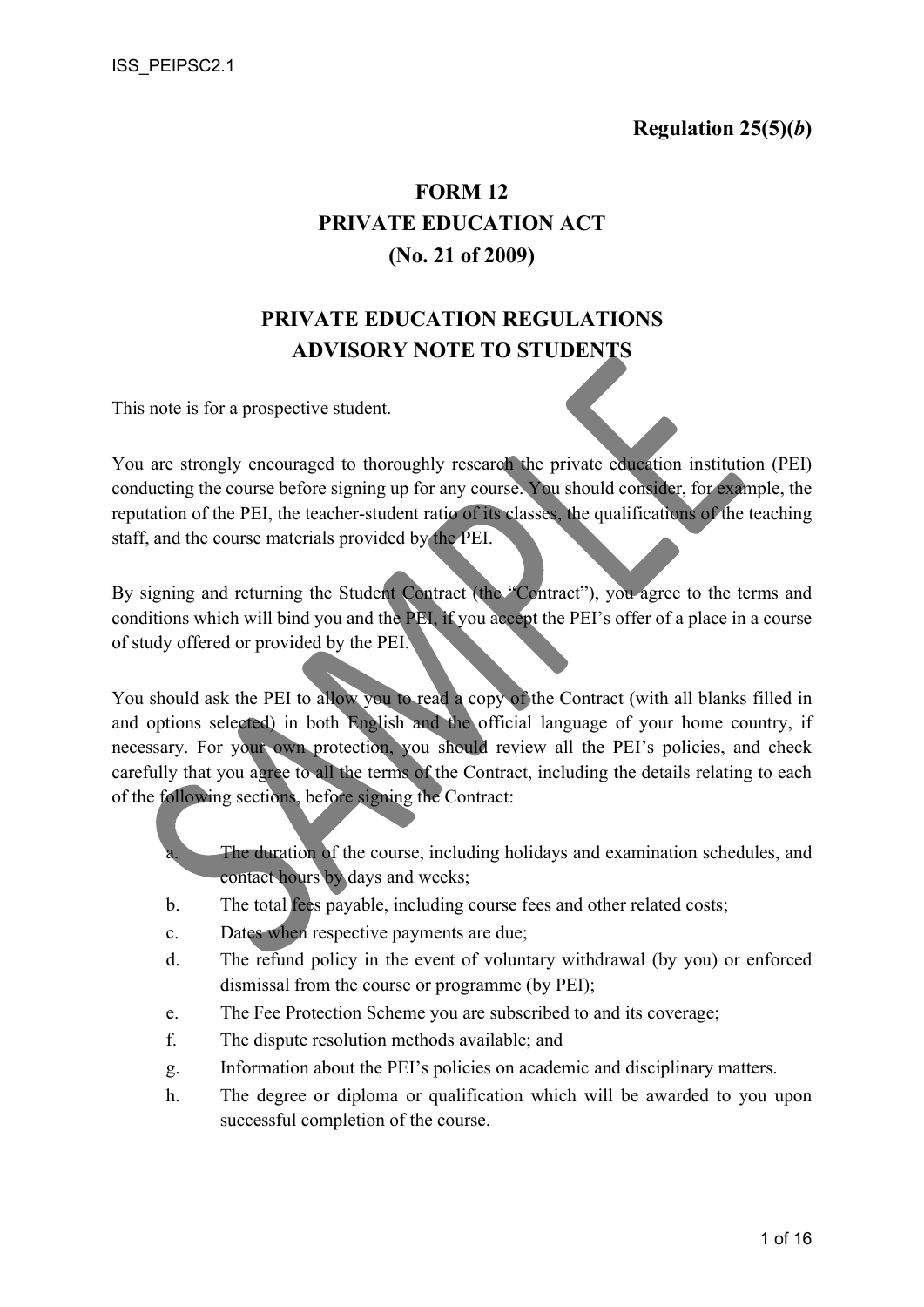ISS_PEIPSC2.1

**Regulation 25(5)(*b*)**

# FORM 12
# PRIVATE EDUCATION ACT
# (No. 21 of 2009)

## PRIVATE EDUCATION REGULATIONS
## ADVISORY NOTE TO STUDENTS

This note is for a prospective student.

You are strongly encouraged to thoroughly research the private education institution (PEI) conducting the course before signing up for any course. You should consider, for example, the reputation of the PEI, the teacher-student ratio of its classes, the qualifications of the teaching staff, and the course materials provided by the PEI.

By signing and returning the Student Contract (the "Contract"), you agree to the terms and conditions which will bind you and the PEI, if you accept the PEI's offer of a place in a course of study offered or provided by the PEI.

You should ask the PEI to allow you to read a copy of the Contract (with all blanks filled in and options selected) in both English and the official language of your home country, if necessary. For your own protection, you should review all the PEI's policies, and check carefully that you agree to all the terms of the Contract, including the details relating to each of the following sections, before signing the Contract:

a. The duration of the course, including holidays and examination schedules, and contact hours by days and weeks;
b. The total fees payable, including course fees and other related costs;
c. Dates when respective payments are due;
d. The refund policy in the event of voluntary withdrawal (by you) or enforced dismissal from the course or programme (by PEI);
e. The Fee Protection Scheme you are subscribed to and its coverage;
f. The dispute resolution methods available; and
g. Information about the PEI's policies on academic and disciplinary matters.
h. The degree or diploma or qualification which will be awarded to you upon successful completion of the course.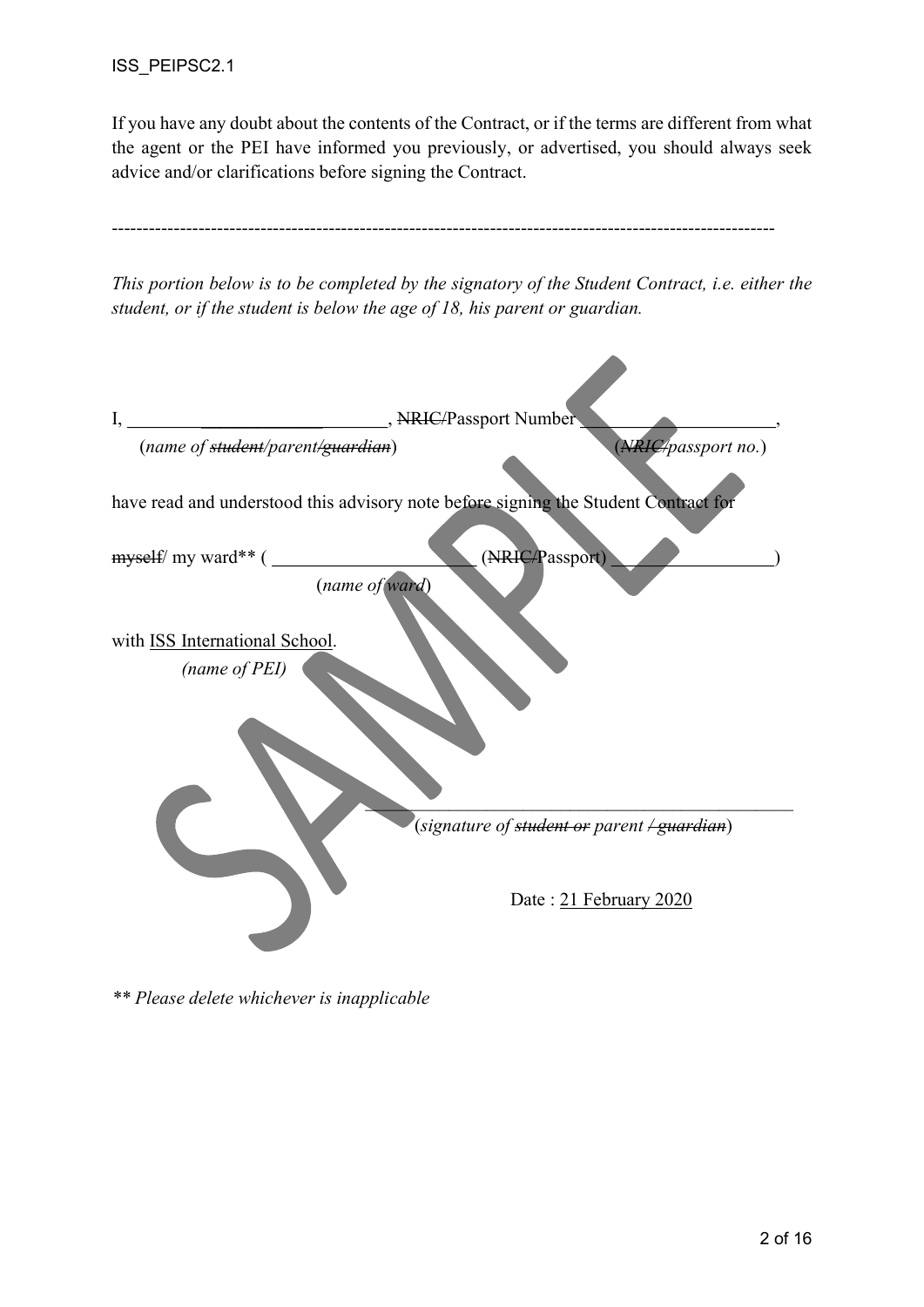If you have any doubt about the contents of the Contract, or if the terms are different from what the agent or the PEI have informed you previously, or advertised, you should always seek advice and/or clarifications before signing the Contract.

---------------------------------------------------------------------------------------------------------

*This portion below is to be completed by the signatory of the Student Contract, i.e. either the student, or if the student is below the age of 18, his parent or guardian.*

I, ______________________________, ~~NRIC/~~Passport Number ______________________,
(*name of ~~student~~/parent/~~guardian~~*) (*~~NRIC/~~passport no.*)

have read and understood this advisory note before signing the Student Contract for

~~myself~~/ my ward** ( ______________________ (~~NRIC/~~Passport) __________________ )
(*name of ward*)

with ISS International School.
*(name of PEI)*

______________________________________________
(*signature of ~~student or~~ parent ~~/ guardian~~*)

Date : 21 February 2020

*\*\* Please delete whichever is inapplicable*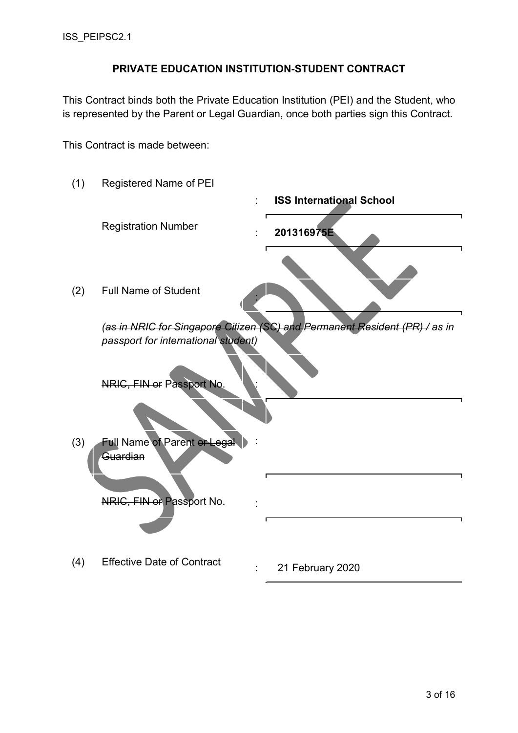ISS_PEIPSC2.1

## PRIVATE EDUCATION INSTITUTION-STUDENT CONTRACT

This Contract binds both the Private Education Institution (PEI) and the Student, who is represented by the Parent or Legal Guardian, once both parties sign this Contract.

This Contract is made between:

(1) Registered Name of PEI : **ISS International School**

Registration Number : **201316975E**

(2) Full Name of Student :

*(as in NRIC for Singapore Citizen (SC) and Permanent Resident (PR) / as in passport for international student)*

NRIC, FIN or Passport No. :

(3) Full Name of Parent or Legal Guardian :

NRIC, FIN or Passport No. :

(4) Effective Date of Contract : 21 February 2020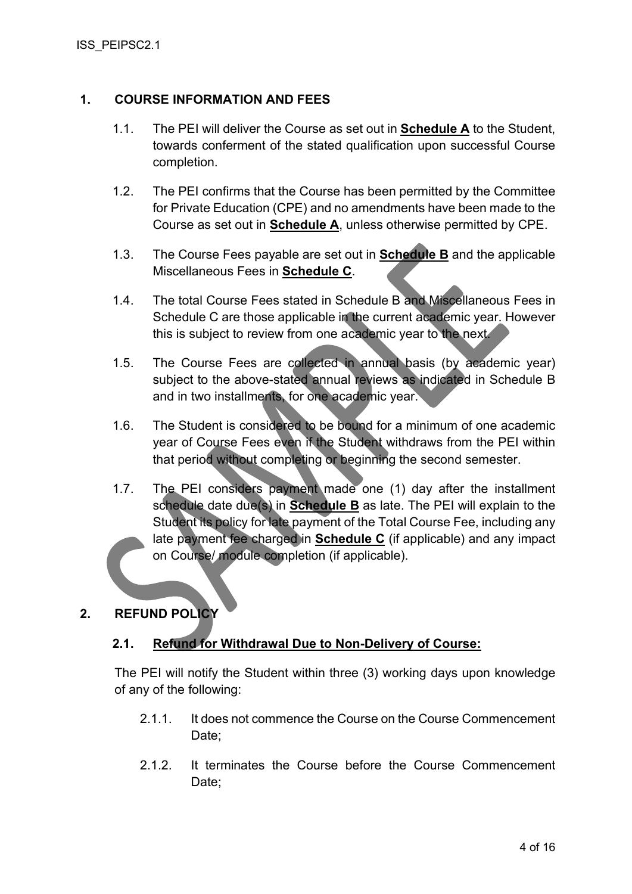## 1. COURSE INFORMATION AND FEES

1.1. The PEI will deliver the Course as set out in **Schedule A** to the Student, towards conferment of the stated qualification upon successful Course completion.

1.2. The PEI confirms that the Course has been permitted by the Committee for Private Education (CPE) and no amendments have been made to the Course as set out in **Schedule A**, unless otherwise permitted by CPE.

1.3. The Course Fees payable are set out in **Schedule B** and the applicable Miscellaneous Fees in **Schedule C**.

1.4. The total Course Fees stated in Schedule B and Miscellaneous Fees in Schedule C are those applicable in the current academic year. However this is subject to review from one academic year to the next.

1.5. The Course Fees are collected in annual basis (by academic year) subject to the above-stated annual reviews as indicated in Schedule B and in two installments, for one academic year.

1.6. The Student is considered to be bound for a minimum of one academic year of Course Fees even if the Student withdraws from the PEI within that period without completing or beginning the second semester.

1.7. The PEI considers payment made one (1) day after the installment schedule date due(s) in **Schedule B** as late. The PEI will explain to the Student its policy for late payment of the Total Course Fee, including any late payment fee charged in **Schedule C** (if applicable) and any impact on Course/ module completion (if applicable).

## 2. REFUND POLICY

### 2.1. Refund for Withdrawal Due to Non-Delivery of Course:

The PEI will notify the Student within three (3) working days upon knowledge of any of the following:

2.1.1. It does not commence the Course on the Course Commencement Date;

2.1.2. It terminates the Course before the Course Commencement Date;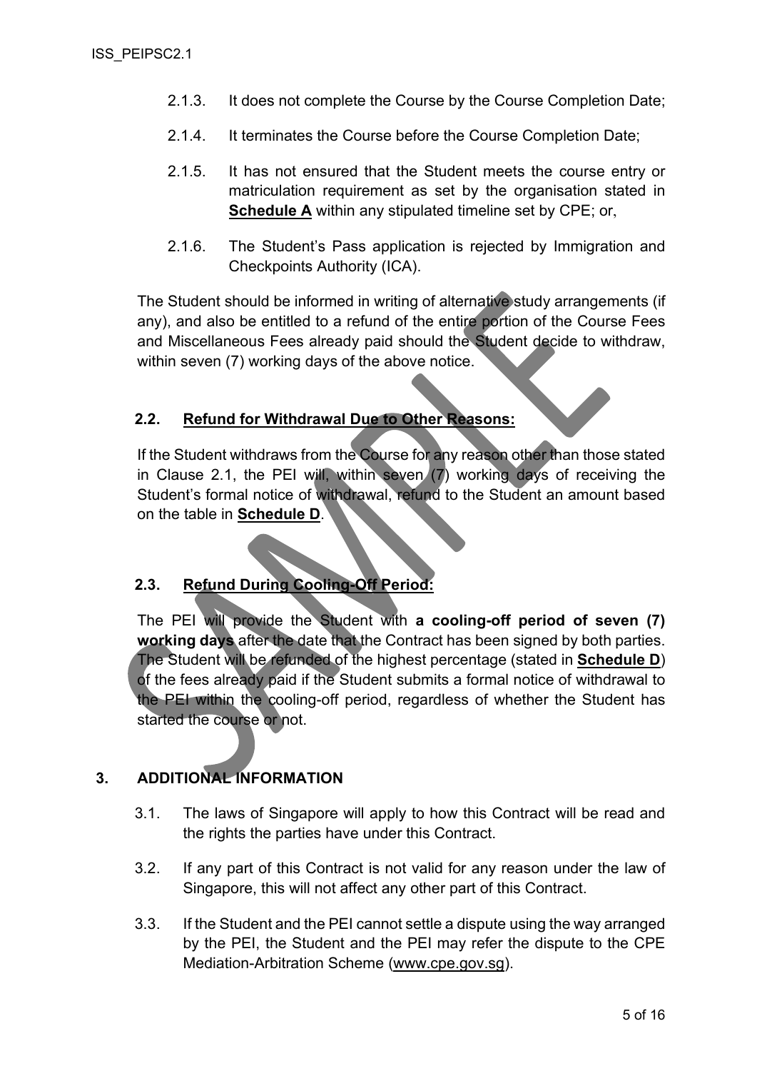2.1.3. It does not complete the Course by the Course Completion Date;

2.1.4. It terminates the Course before the Course Completion Date;

2.1.5. It has not ensured that the Student meets the course entry or matriculation requirement as set by the organisation stated in **Schedule A** within any stipulated timeline set by CPE; or,

2.1.6. The Student's Pass application is rejected by Immigration and Checkpoints Authority (ICA).

The Student should be informed in writing of alternative study arrangements (if any), and also be entitled to a refund of the entire portion of the Course Fees and Miscellaneous Fees already paid should the Student decide to withdraw, within seven (7) working days of the above notice.

### 2.2. Refund for Withdrawal Due to Other Reasons:

If the Student withdraws from the Course for any reason other than those stated in Clause 2.1, the PEI will, within seven (7) working days of receiving the Student's formal notice of withdrawal, refund to the Student an amount based on the table in **Schedule D**.

### 2.3. Refund During Cooling-Off Period:

The PEI will provide the Student with **a cooling-off period of seven (7) working days** after the date that the Contract has been signed by both parties. The Student will be refunded of the highest percentage (stated in **Schedule D**) of the fees already paid if the Student submits a formal notice of withdrawal to the PEI within the cooling-off period, regardless of whether the Student has started the course or not.

## 3. ADDITIONAL INFORMATION

3.1. The laws of Singapore will apply to how this Contract will be read and the rights the parties have under this Contract.

3.2. If any part of this Contract is not valid for any reason under the law of Singapore, this will not affect any other part of this Contract.

3.3. If the Student and the PEI cannot settle a dispute using the way arranged by the PEI, the Student and the PEI may refer the dispute to the CPE Mediation-Arbitration Scheme (www.cpe.gov.sg).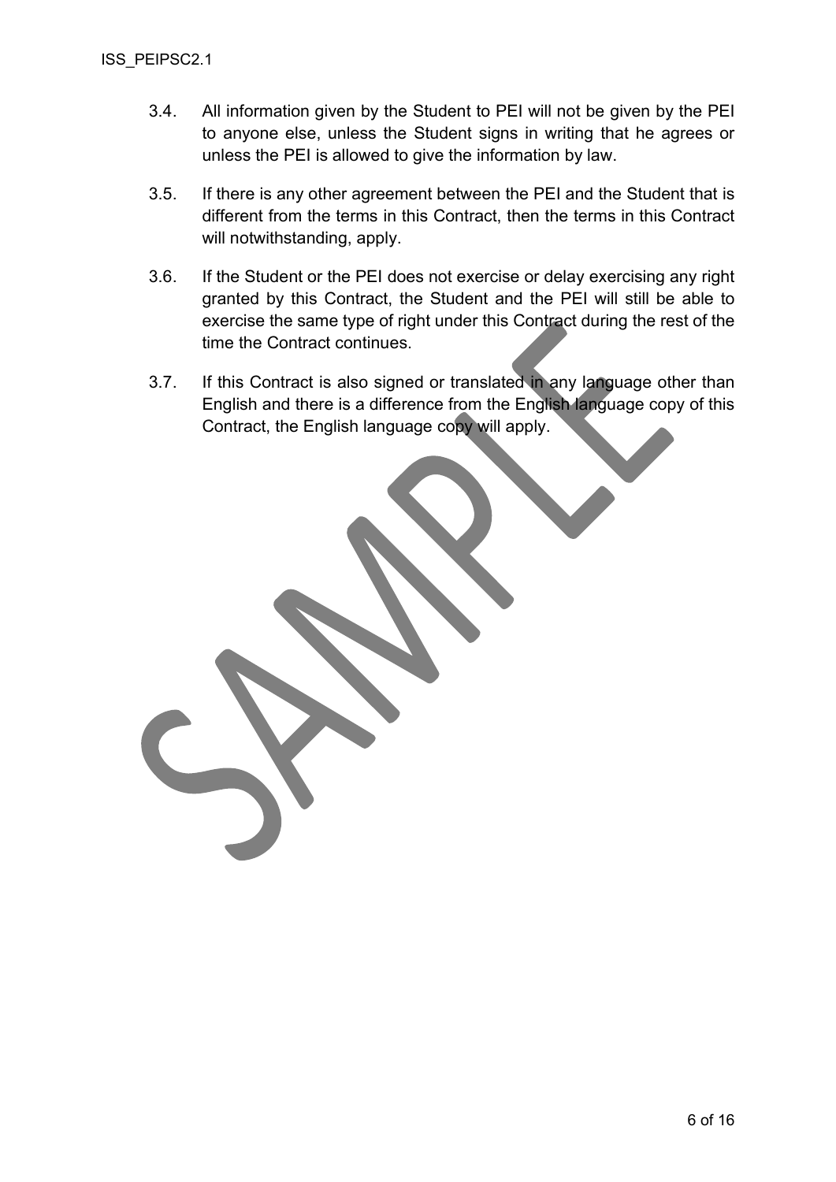3.4. All information given by the Student to PEI will not be given by the PEI to anyone else, unless the Student signs in writing that he agrees or unless the PEI is allowed to give the information by law.

3.5. If there is any other agreement between the PEI and the Student that is different from the terms in this Contract, then the terms in this Contract will notwithstanding, apply.

3.6. If the Student or the PEI does not exercise or delay exercising any right granted by this Contract, the Student and the PEI will still be able to exercise the same type of right under this Contract during the rest of the time the Contract continues.

3.7. If this Contract is also signed or translated in any language other than English and there is a difference from the English language copy of this Contract, the English language copy will apply.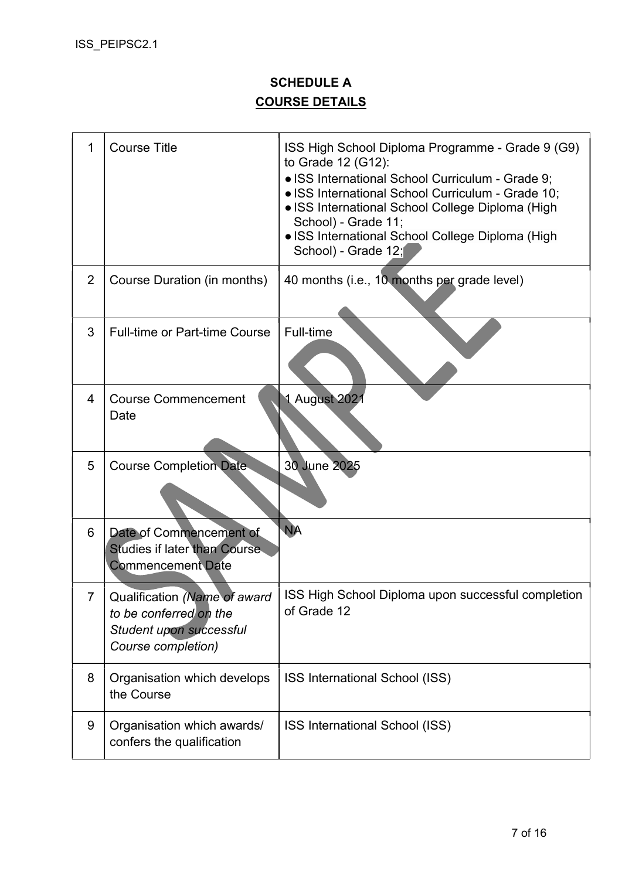## SCHEDULE A

## COURSE DETAILS

| | | |
|---|---|---|
| 1 | Course Title | ISS High School Diploma Programme - Grade 9 (G9) to Grade 12 (G12):<br>● ISS International School Curriculum - Grade 9;<br>● ISS International School Curriculum - Grade 10;<br>● ISS International School College Diploma (High School) - Grade 11;<br>● ISS International School College Diploma (High School) - Grade 12; |
| 2 | Course Duration (in months) | 40 months (i.e., 10 months per grade level) |
| 3 | Full-time or Part-time Course | Full-time |
| 4 | Course Commencement Date | 1 August 2021 |
| 5 | Course Completion Date | 30 June 2025 |
| 6 | Date of Commencement of Studies if later than Course Commencement Date | NA |
| 7 | Qualification *(Name of award to be conferred on the Student upon successful Course completion)* | ISS High School Diploma upon successful completion of Grade 12 |
| 8 | Organisation which develops the Course | ISS International School (ISS) |
| 9 | Organisation which awards/ confers the qualification | ISS International School (ISS) |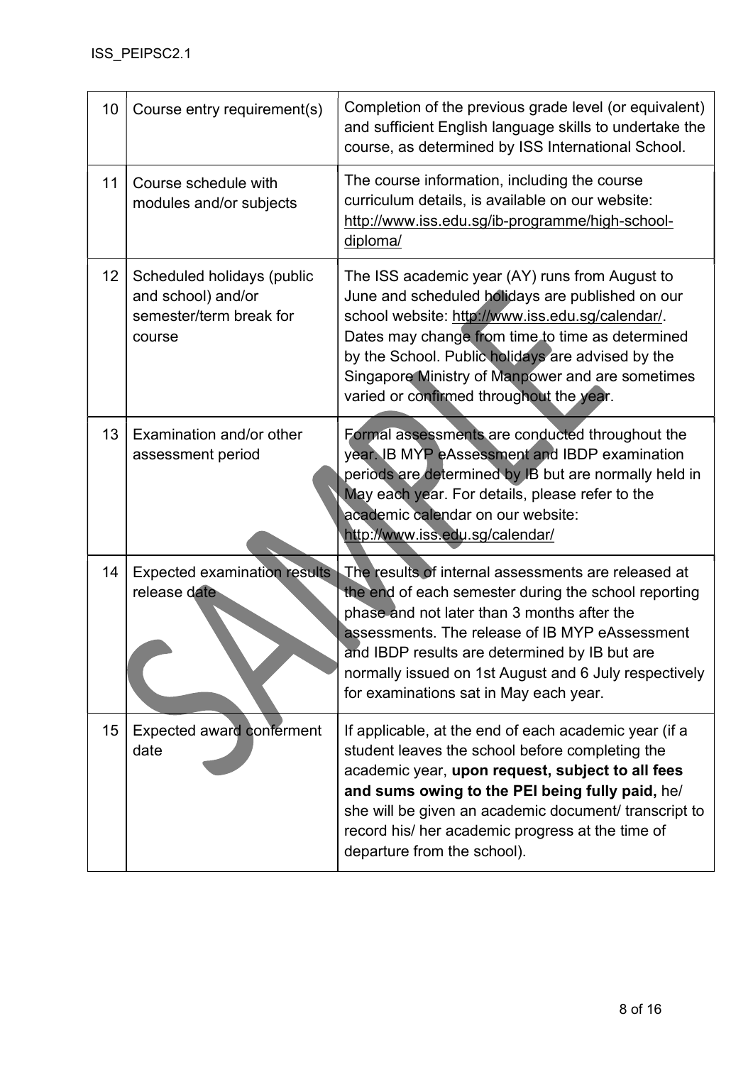| | | |
|---|---|---|
| 10 | Course entry requirement(s) | Completion of the previous grade level (or equivalent) and sufficient English language skills to undertake the course, as determined by ISS International School. |
| 11 | Course schedule with modules and/or subjects | The course information, including the course curriculum details, is available on our website: http://www.iss.edu.sg/ib-programme/high-school-diploma/ |
| 12 | Scheduled holidays (public and school) and/or semester/term break for course | The ISS academic year (AY) runs from August to June and scheduled holidays are published on our school website: http://www.iss.edu.sg/calendar/. Dates may change from time to time as determined by the School. Public holidays are advised by the Singapore Ministry of Manpower and are sometimes varied or confirmed throughout the year. |
| 13 | Examination and/or other assessment period | Formal assessments are conducted throughout the year. IB MYP eAssessment and IBDP examination periods are determined by IB but are normally held in May each year. For details, please refer to the academic calendar on our website: http://www.iss.edu.sg/calendar/ |
| 14 | Expected examination results release date | The results of internal assessments are released at the end of each semester during the school reporting phase and not later than 3 months after the assessments. The release of IB MYP eAssessment and IBDP results are determined by IB but are normally issued on 1st August and 6 July respectively for examinations sat in May each year. |
| 15 | Expected award conferment date | If applicable, at the end of each academic year (if a student leaves the school before completing the academic year, **upon request, subject to all fees and sums owing to the PEI being fully paid,** he/ she will be given an academic document/ transcript to record his/ her academic progress at the time of departure from the school). |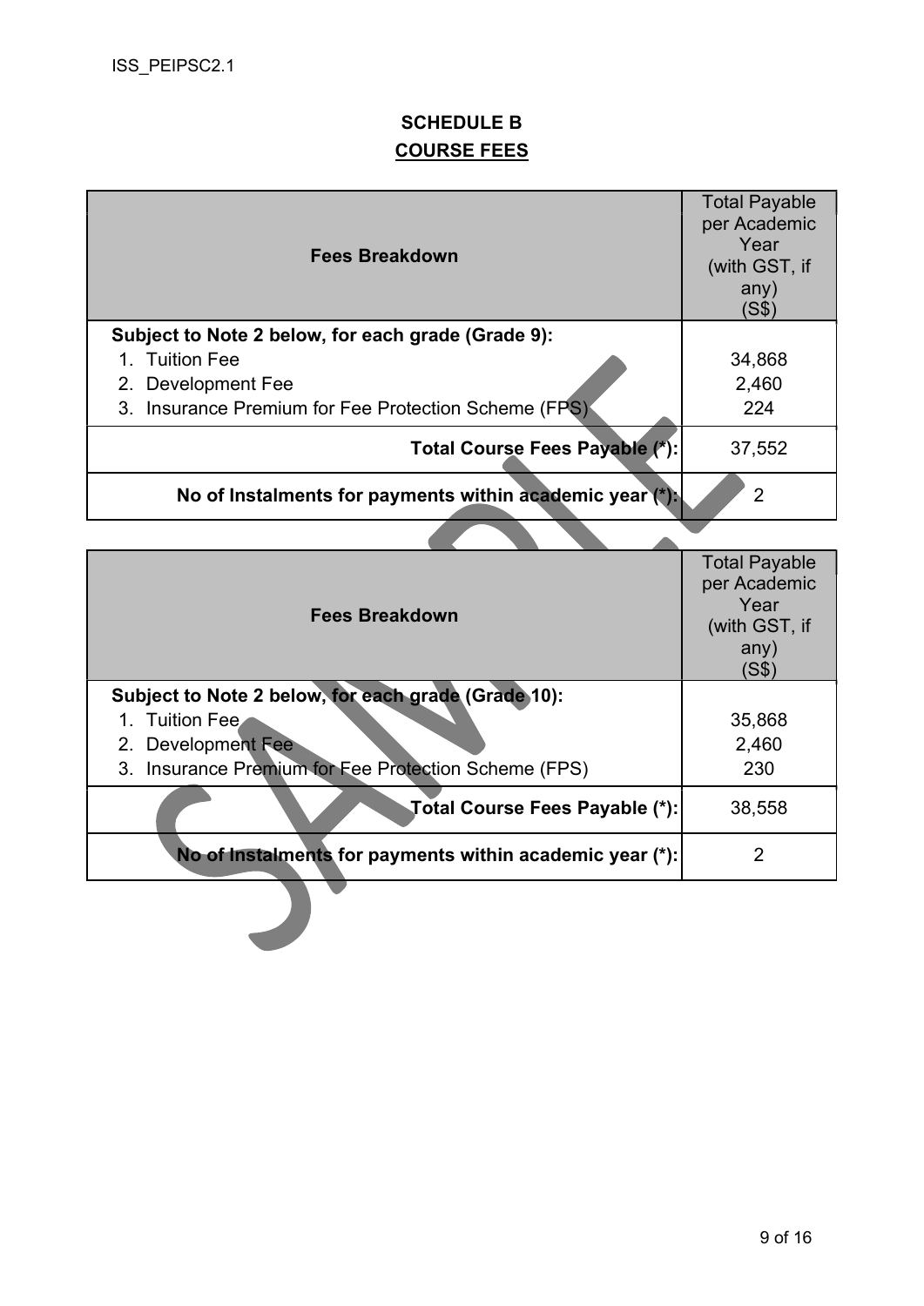## SCHEDULE B

## COURSE FEES

| Fees Breakdown | Total Payable per Academic Year (with GST, if any) (S$) |
|---|---|
| **Subject to Note 2 below, for each grade (Grade 9):** | |
| 1. Tuition Fee | 34,868 |
| 2. Development Fee | 2,460 |
| 3. Insurance Premium for Fee Protection Scheme (FPS) | 224 |
| **Total Course Fees Payable (*):** | 37,552 |
| **No of Instalments for payments within academic year (*):** | 2 |

| Fees Breakdown | Total Payable per Academic Year (with GST, if any) (S$) |
|---|---|
| **Subject to Note 2 below, for each grade (Grade 10):** | |
| 1. Tuition Fee | 35,868 |
| 2. Development Fee | 2,460 |
| 3. Insurance Premium for Fee Protection Scheme (FPS) | 230 |
| **Total Course Fees Payable (*):** | 38,558 |
| **No of Instalments for payments within academic year (*):** | 2 |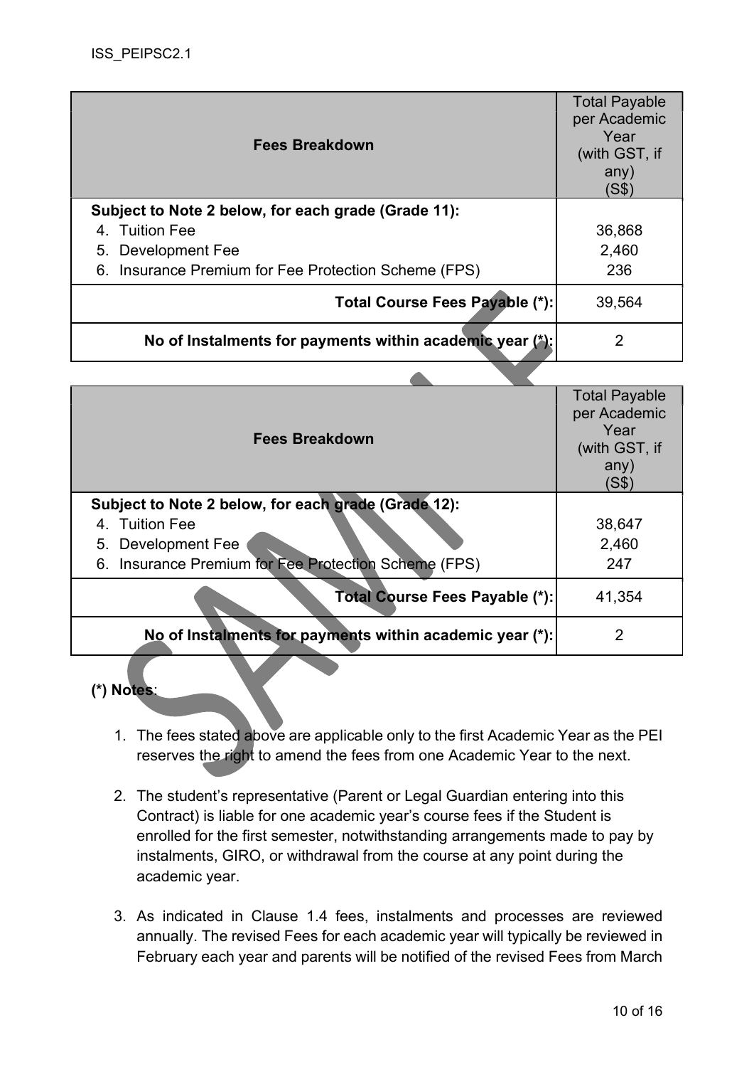| Fees Breakdown | Total Payable per Academic Year (with GST, if any) (S$) |
|---|---|
| **Subject to Note 2 below, for each grade (Grade 11):** | |
| 4. Tuition Fee | 36,868 |
| 5. Development Fee | 2,460 |
| 6. Insurance Premium for Fee Protection Scheme (FPS) | 236 |
| **Total Course Fees Payable (*):** | 39,564 |
| **No of Instalments for payments within academic year (*):** | 2 |

| Fees Breakdown | Total Payable per Academic Year (with GST, if any) (S$) |
|---|---|
| **Subject to Note 2 below, for each grade (Grade 12):** | |
| 4. Tuition Fee | 38,647 |
| 5. Development Fee | 2,460 |
| 6. Insurance Premium for Fee Protection Scheme (FPS) | 247 |
| **Total Course Fees Payable (*):** | 41,354 |
| **No of Instalments for payments within academic year (*):** | 2 |

**(*) Notes**:

1. The fees stated above are applicable only to the first Academic Year as the PEI reserves the right to amend the fees from one Academic Year to the next.

2. The student's representative (Parent or Legal Guardian entering into this Contract) is liable for one academic year's course fees if the Student is enrolled for the first semester, notwithstanding arrangements made to pay by instalments, GIRO, or withdrawal from the course at any point during the academic year.

3. As indicated in Clause 1.4 fees, instalments and processes are reviewed annually. The revised Fees for each academic year will typically be reviewed in February each year and parents will be notified of the revised Fees from March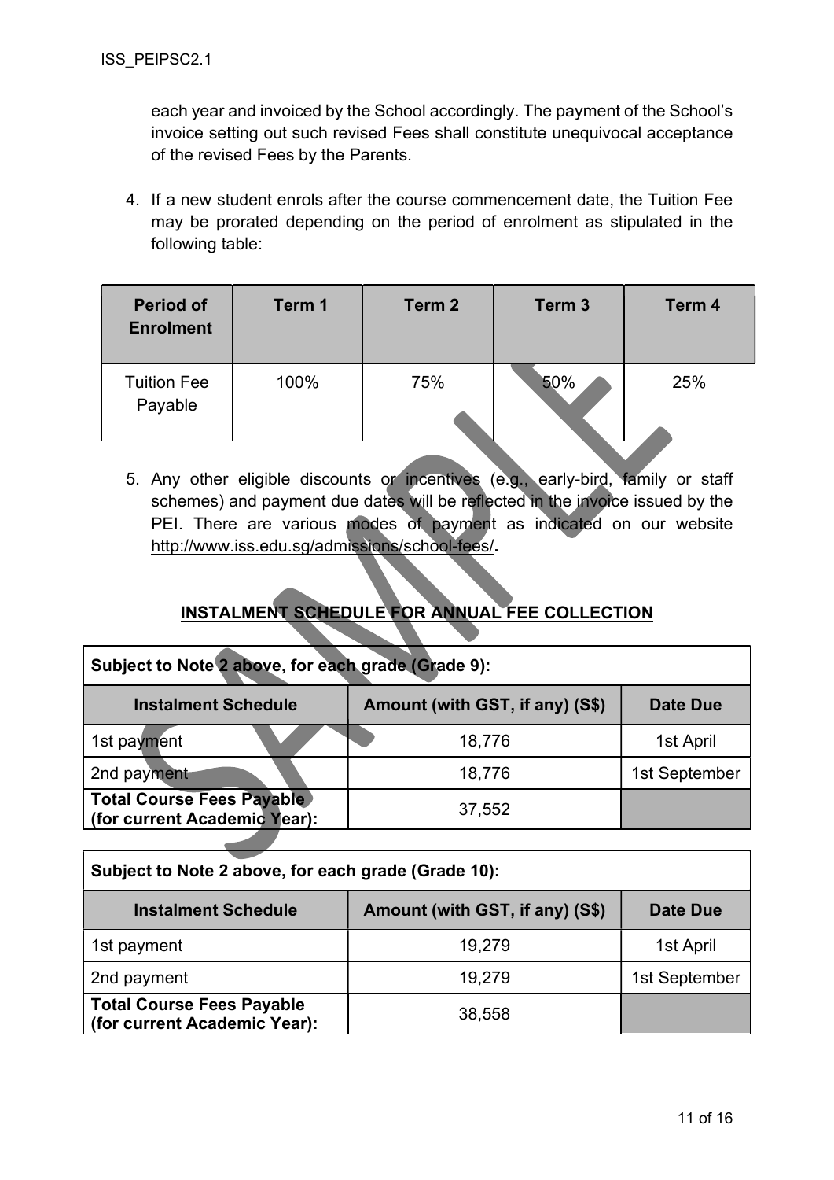each year and invoiced by the School accordingly. The payment of the School's invoice setting out such revised Fees shall constitute unequivocal acceptance of the revised Fees by the Parents.

4. If a new student enrols after the course commencement date, the Tuition Fee may be prorated depending on the period of enrolment as stipulated in the following table:

| Period of Enrolment | Term 1 | Term 2 | Term 3 | Term 4 |
|---|---|---|---|---|
| Tuition Fee Payable | 100% | 75% | 50% | 25% |

5. Any other eligible discounts or incentives (e.g., early-bird, family or staff schemes) and payment due dates will be reflected in the invoice issued by the PEI. There are various modes of payment as indicated on our website http://www.iss.edu.sg/admissions/school-fees/.

## INSTALMENT SCHEDULE FOR ANNUAL FEE COLLECTION

**Subject to Note 2 above, for each grade (Grade 9):**

| Instalment Schedule | Amount (with GST, if any) (S$) | Date Due |
|---|---|---|
| 1st payment | 18,776 | 1st April |
| 2nd payment | 18,776 | 1st September |
| **Total Course Fees Payable (for current Academic Year):** | 37,552 | |

**Subject to Note 2 above, for each grade (Grade 10):**

| Instalment Schedule | Amount (with GST, if any) (S$) | Date Due |
|---|---|---|
| 1st payment | 19,279 | 1st April |
| 2nd payment | 19,279 | 1st September |
| **Total Course Fees Payable (for current Academic Year):** | 38,558 | |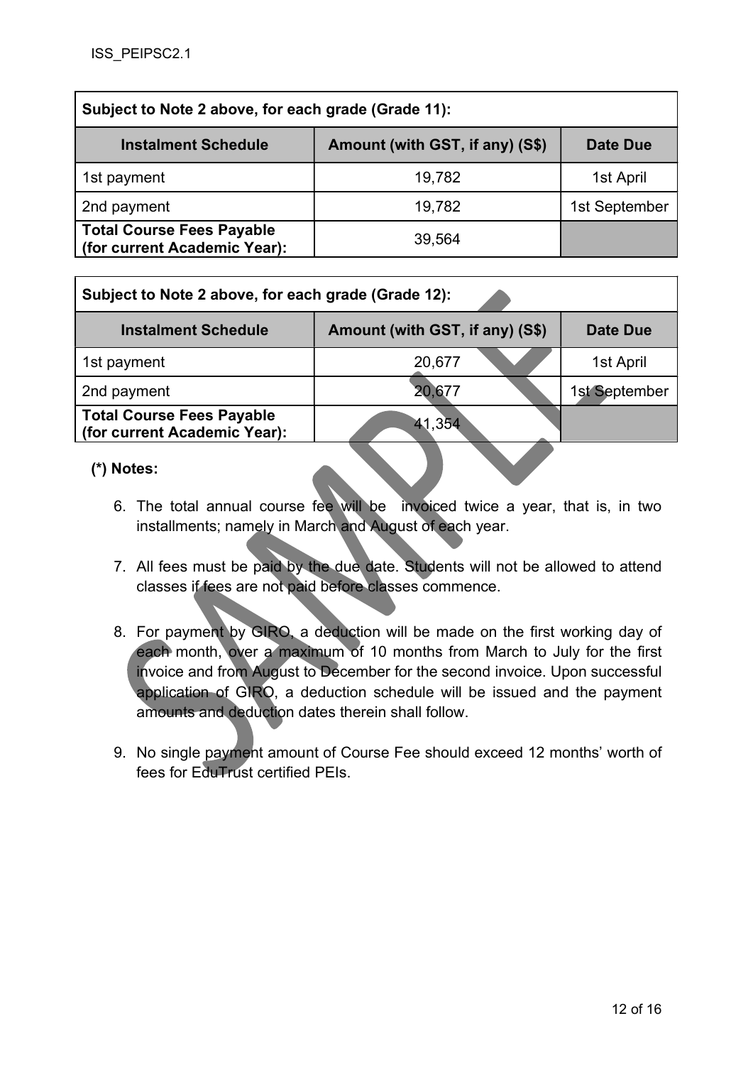| Subject to Note 2 above, for each grade (Grade 11): | | |
|---|---|---|
| **Instalment Schedule** | **Amount (with GST, if any) (S$)** | **Date Due** |
| 1st payment | 19,782 | 1st April |
| 2nd payment | 19,782 | 1st September |
| **Total Course Fees Payable (for current Academic Year):** | 39,564 | |

| Subject to Note 2 above, for each grade (Grade 12): | | |
|---|---|---|
| **Instalment Schedule** | **Amount (with GST, if any) (S$)** | **Date Due** |
| 1st payment | 20,677 | 1st April |
| 2nd payment | 20,677 | 1st September |
| **Total Course Fees Payable (for current Academic Year):** | 41,354 | |

**(\*) Notes:**

6. The total annual course fee will be invoiced twice a year, that is, in two installments; namely in March and August of each year.

7. All fees must be paid by the due date. Students will not be allowed to attend classes if fees are not paid before classes commence.

8. For payment by GIRO, a deduction will be made on the first working day of each month, over a maximum of 10 months from March to July for the first invoice and from August to December for the second invoice. Upon successful application of GIRO, a deduction schedule will be issued and the payment amounts and deduction dates therein shall follow.

9. No single payment amount of Course Fee should exceed 12 months' worth of fees for EduTrust certified PEIs.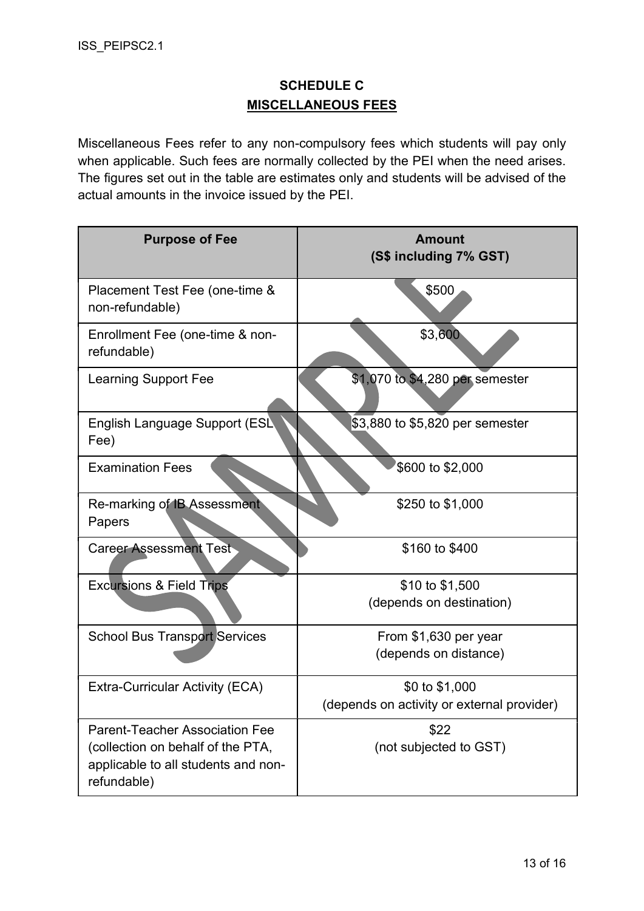ISS_PEIPSC2.1

# SCHEDULE C

## MISCELLANEOUS FEES

Miscellaneous Fees refer to any non-compulsory fees which students will pay only when applicable. Such fees are normally collected by the PEI when the need arises. The figures set out in the table are estimates only and students will be advised of the actual amounts in the invoice issued by the PEI.

| Purpose of Fee | Amount (S$ including 7% GST) |
|---|---|
| Placement Test Fee (one-time & non-refundable) | $500 |
| Enrollment Fee (one-time & non-refundable) | $3,600 |
| Learning Support Fee | $1,070 to $4,280 per semester |
| English Language Support (ESL Fee) | $3,880 to $5,820 per semester |
| Examination Fees | $600 to $2,000 |
| Re-marking of IB Assessment Papers | $250 to $1,000 |
| Career Assessment Test | $160 to $400 |
| Excursions & Field Trips | $10 to $1,500 (depends on destination) |
| School Bus Transport Services | From $1,630 per year (depends on distance) |
| Extra-Curricular Activity (ECA) | $0 to $1,000 (depends on activity or external provider) |
| Parent-Teacher Association Fee (collection on behalf of the PTA, applicable to all students and non-refundable) | $22 (not subjected to GST) |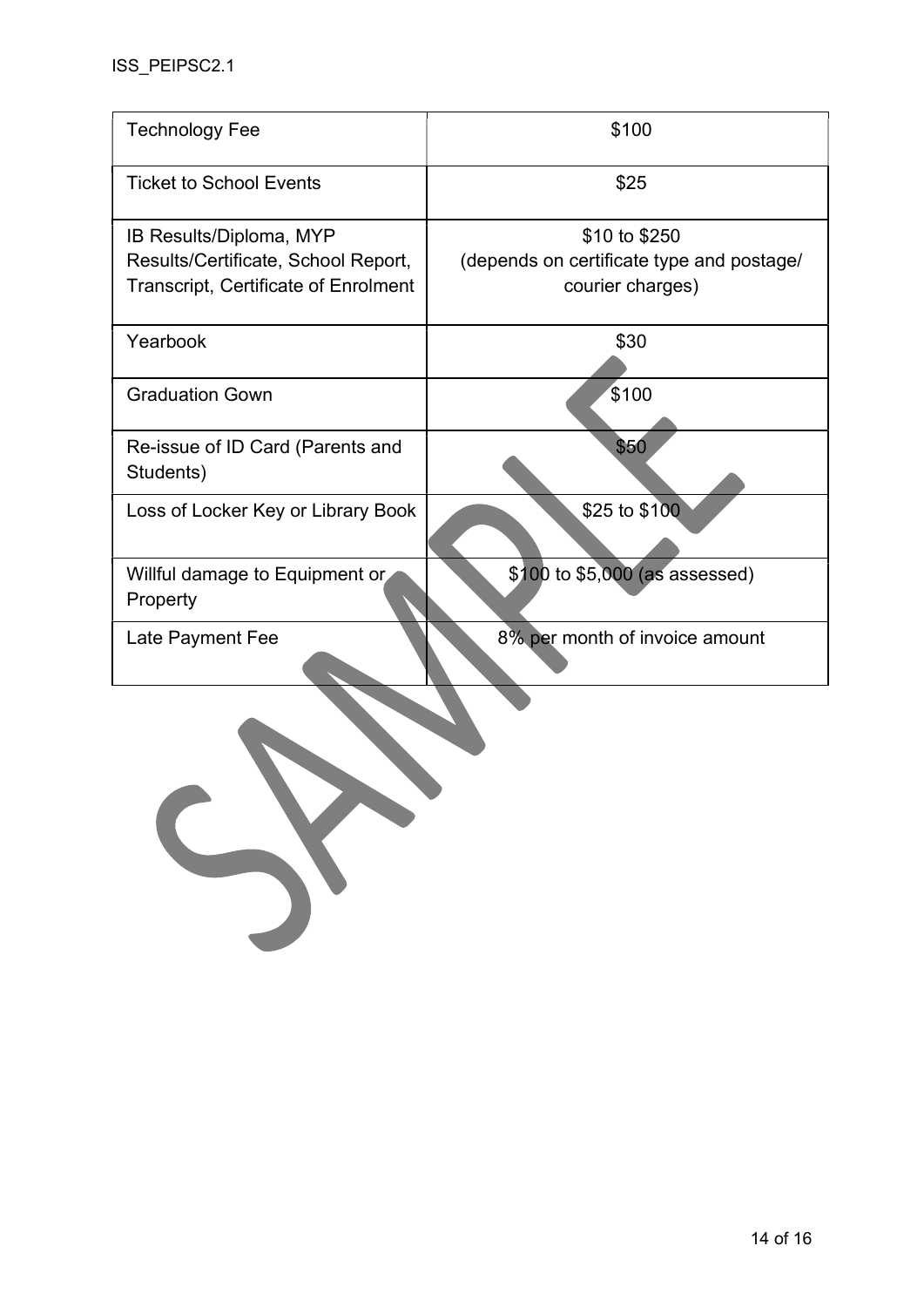| Technology Fee | $100 |
|---|---|
| Ticket to School Events | $25 |
| IB Results/Diploma, MYP Results/Certificate, School Report, Transcript, Certificate of Enrolment | $10 to $250 (depends on certificate type and postage/ courier charges) |
| Yearbook | $30 |
| Graduation Gown | $100 |
| Re-issue of ID Card (Parents and Students) | $50 |
| Loss of Locker Key or Library Book | $25 to $100 |
| Willful damage to Equipment or Property | $100 to $5,000 (as assessed) |
| Late Payment Fee | 8% per month of invoice amount |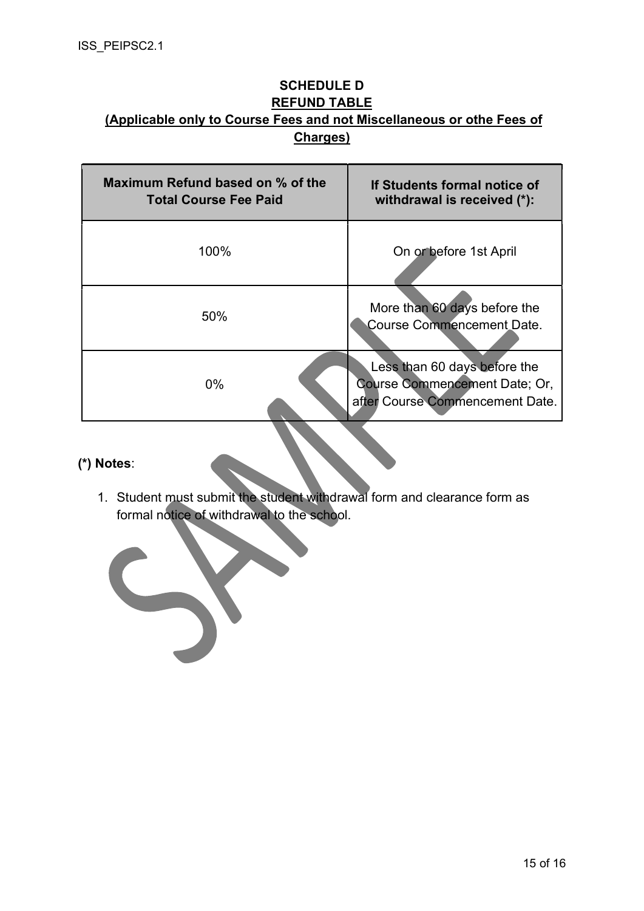## SCHEDULE D

## REFUND TABLE

**(Applicable only to Course Fees and not Miscellaneous or othe Fees of Charges)**

| Maximum Refund based on % of the Total Course Fee Paid | If Students formal notice of withdrawal is received (*): |
|---|---|
| 100% | On or before 1st April |
| 50% | More than 60 days before the Course Commencement Date. |
| 0% | Less than 60 days before the Course Commencement Date; Or, after Course Commencement Date. |

**(*) Notes**:

1. Student must submit the student withdrawal form and clearance form as formal notice of withdrawal to the school.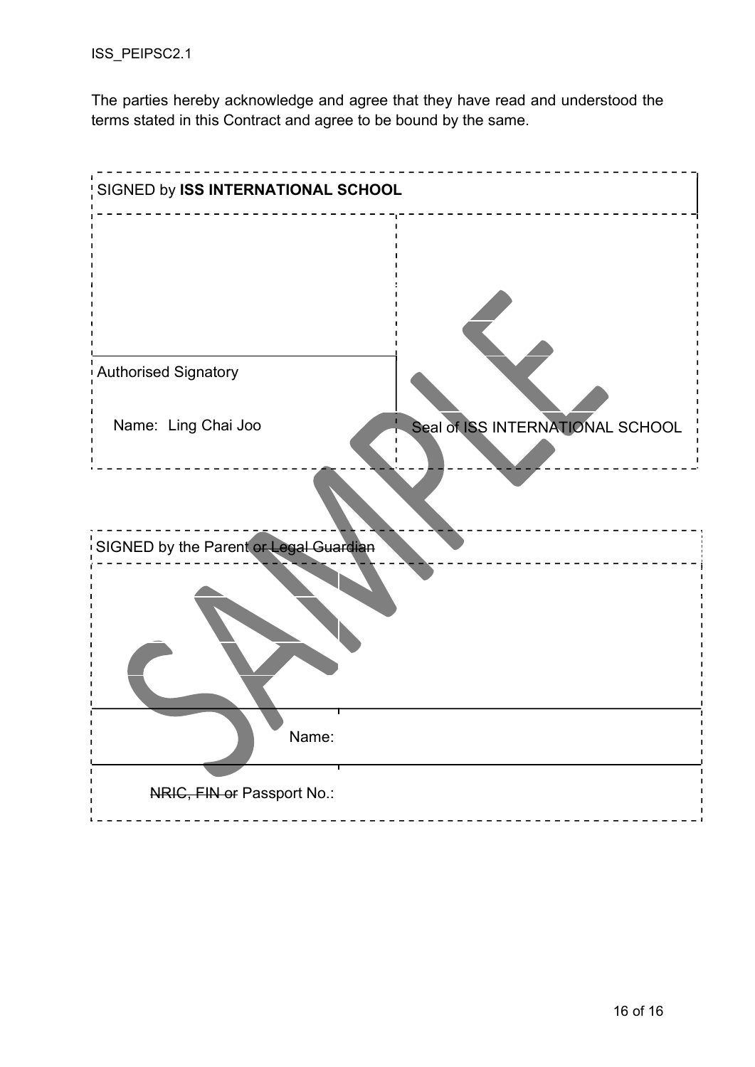The parties hereby acknowledge and agree that they have read and understood the terms stated in this Contract and agree to be bound by the same.

| SIGNED by **ISS INTERNATIONAL SCHOOL** | |
|---|---|
| | |
| Authorised Signatory<br><br>Name: Ling Chai Joo | Seal of ISS INTERNATIONAL SCHOOL |

| SIGNED by the Parent ~~or Legal Guardian~~ | |
|---|---|
| | |
| Name: | |
| ~~NRIC, FIN or~~ Passport No.: | |

SAMPLE